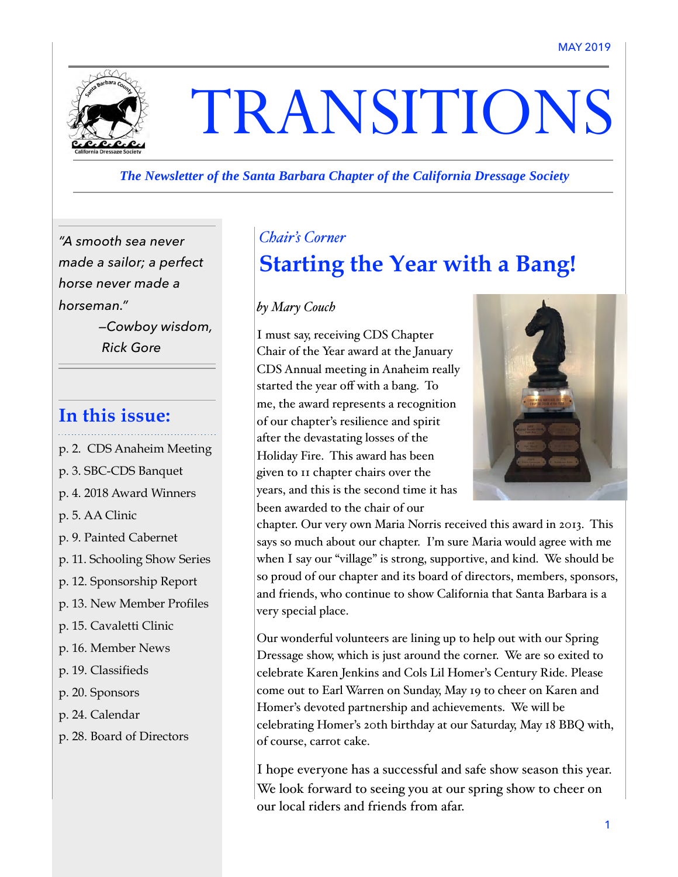MAY 2019

# TRANSITIONS

***The Newsletter of the Santa Barbara Chapter of the California Dressage Society***

*"A smooth sea never made a sailor; a perfect horse never made a horseman."*

*–Cowboy wisdom, Rick Gore*

## In this issue:

- p. 2. CDS Anaheim Meeting
- p. 3. SBC-CDS Banquet
- p. 4. 2018 Award Winners
- p. 5. AA Clinic
- p. 9. Painted Cabernet
- p. 11. Schooling Show Series
- p. 12. Sponsorship Report
- p. 13. New Member Profiles
- p. 15. Cavaletti Clinic
- p. 16. Member News
- p. 19. Classifieds
- p. 20. Sponsors
- p. 24. Calendar
- p. 28. Board of Directors

*Chair's Corner*

## Starting the Year with a Bang!

*by Mary Couch*

I must say, receiving CDS Chapter Chair of the Year award at the January CDS Annual meeting in Anaheim really started the year off with a bang. To me, the award represents a recognition of our chapter's resilience and spirit after the devastating losses of the Holiday Fire. This award has been given to 11 chapter chairs over the years, and this is the second time it has been awarded to the chair of our chapter. Our very own Maria Norris received this award in 2013. This says so much about our chapter. I'm sure Maria would agree with me when I say our "village" is strong, supportive, and kind. We should be so proud of our chapter and its board of directors, members, sponsors, and friends, who continue to show California that Santa Barbara is a very special place.

Our wonderful volunteers are lining up to help out with our Spring Dressage show, which is just around the corner. We are so exited to celebrate Karen Jenkins and Cols Lil Homer's Century Ride. Please come out to Earl Warren on Sunday, May 19 to cheer on Karen and Homer's devoted partnership and achievements. We will be celebrating Homer's 20th birthday at our Saturday, May 18 BBQ with, of course, carrot cake.

I hope everyone has a successful and safe show season this year. We look forward to seeing you at our spring show to cheer on our local riders and friends from afar.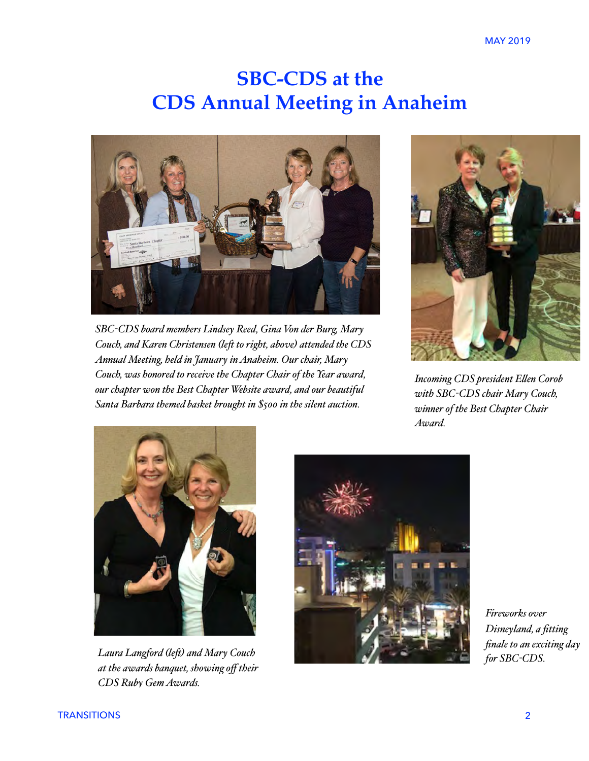# SBC-CDS at the CDS Annual Meeting in Anaheim

*SBC-CDS board members Lindsey Reed, Gina Von der Burg, Mary Couch, and Karen Christensen (left to right, above) attended the CDS Annual Meeting, held in January in Anaheim. Our chair, Mary Couch, was honored to receive the Chapter Chair of the Year award, our chapter won the Best Chapter Website award, and our beautiful Santa Barbara themed basket brought in $500 in the silent auction.*

*Incoming CDS president Ellen Corob with SBC-CDS chair Mary Couch, winner of the Best Chapter Chair Award.*

*Laura Langford (left) and Mary Couch at the awards banquet, showing off their CDS Ruby Gem Awards.*

*Fireworks over Disneyland, a fitting finale to an exciting day for SBC-CDS.*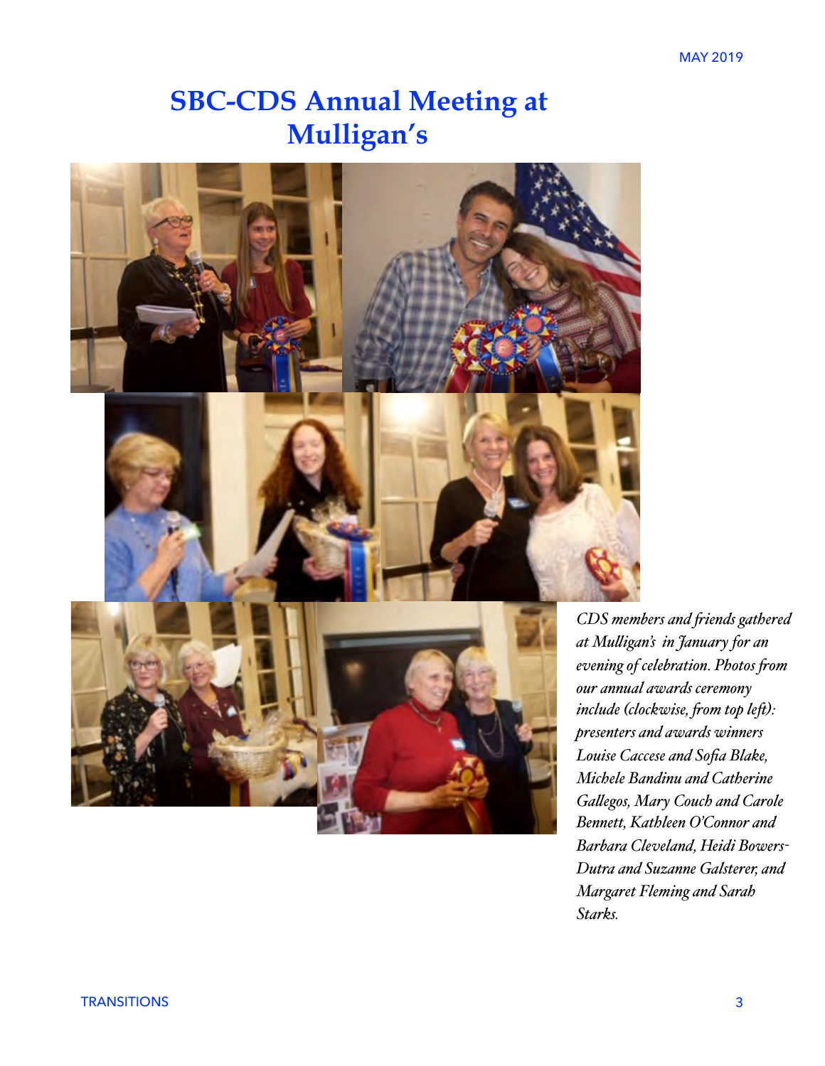# SBC-CDS Annual Meeting at Mulligan's

*CDS members and friends gathered at Mulligan's in January for an evening of celebration. Photos from our annual awards ceremony include (clockwise, from top left): presenters and awards winners Louise Caccese and Sofia Blake, Michele Bandinu and Catherine Gallegos, Mary Couch and Carole Bennett, Kathleen O'Connor and Barbara Cleveland, Heidi Bowers-Dutra and Suzanne Galsterer, and Margaret Fleming and Sarah Starks.*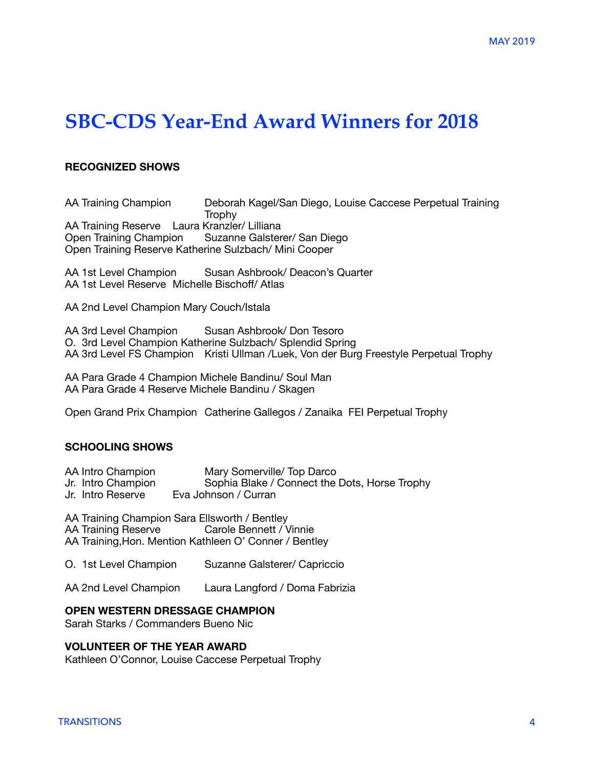# SBC-CDS Year-End Award Winners for 2018

**RECOGNIZED SHOWS**

AA Training Champion Deborah Kagel/San Diego, Louise Caccese Perpetual Training Trophy
AA Training Reserve Laura Kranzler/ Lilliana
Open Training Champion Suzanne Galsterer/ San Diego
Open Training Reserve Katherine Sulzbach/ Mini Cooper

AA 1st Level Champion Susan Ashbrook/ Deacon's Quarter
AA 1st Level Reserve Michelle Bischoff/ Atlas

AA 2nd Level Champion Mary Couch/Istala

AA 3rd Level Champion Susan Ashbrook/ Don Tesoro
O. 3rd Level Champion Katherine Sulzbach/ Splendid Spring
AA 3rd Level FS Champion Kristi Ullman /Luek, Von der Burg Freestyle Perpetual Trophy

AA Para Grade 4 Champion Michele Bandinu/ Soul Man
AA Para Grade 4 Reserve Michele Bandinu / Skagen

Open Grand Prix Champion Catherine Gallegos / Zanaika FEI Perpetual Trophy

**SCHOOLING SHOWS**

AA Intro Champion Mary Somerville/ Top Darco
Jr. Intro Champion Sophia Blake / Connect the Dots, Horse Trophy
Jr. Intro Reserve Eva Johnson / Curran

AA Training Champion Sara Ellsworth / Bentley
AA Training Reserve Carole Bennett / Vinnie
AA Training,Hon. Mention Kathleen O' Conner / Bentley

O. 1st Level Champion Suzanne Galsterer/ Capriccio

AA 2nd Level Champion Laura Langford / Doma Fabrizia

**OPEN WESTERN DRESSAGE CHAMPION**
Sarah Starks / Commanders Bueno Nic

**VOLUNTEER OF THE YEAR AWARD**
Kathleen O'Connor, Louise Caccese Perpetual Trophy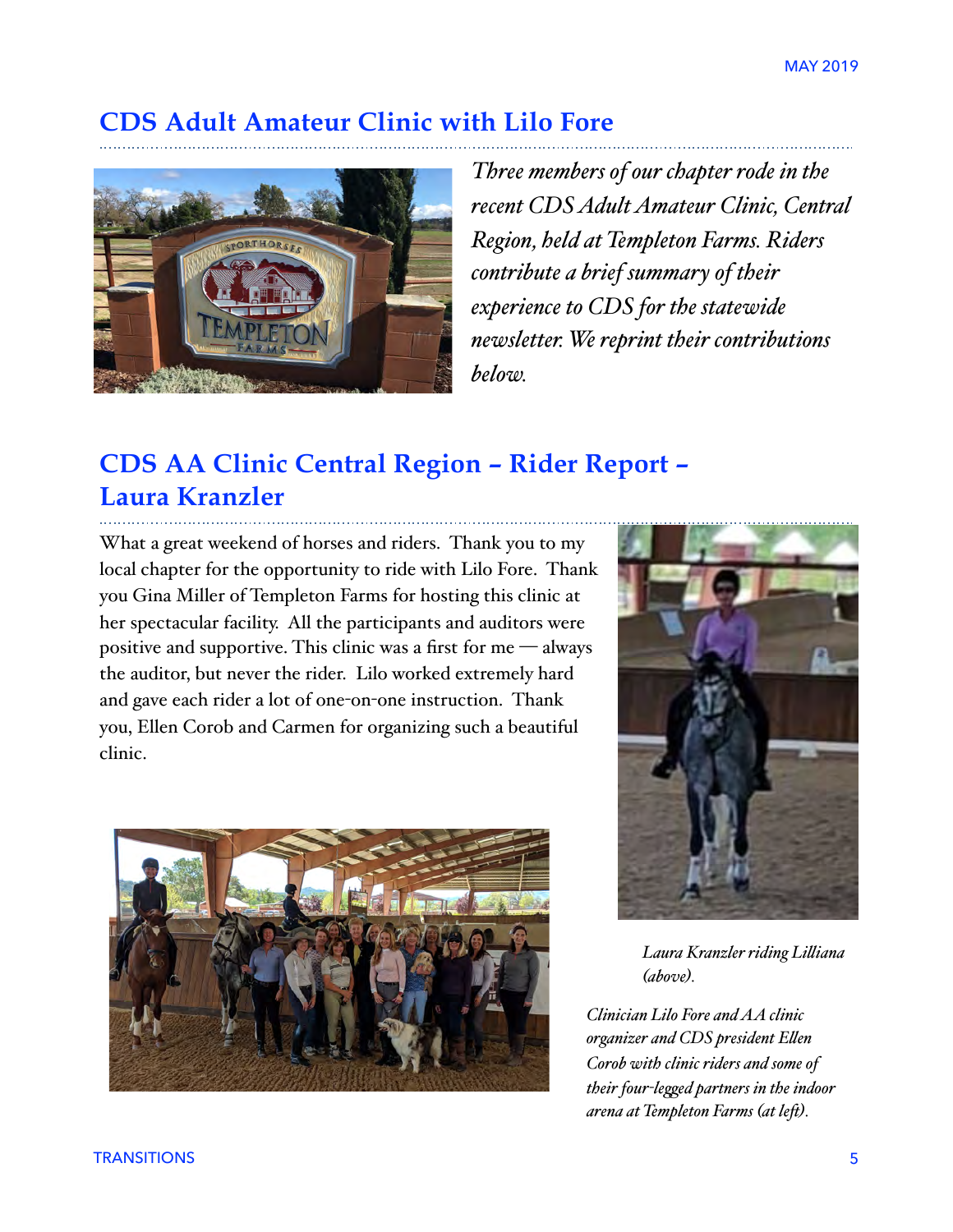## CDS Adult Amateur Clinic with Lilo Fore

*Three members of our chapter rode in the recent CDS Adult Amateur Clinic, Central Region, held at Templeton Farms. Riders contribute a brief summary of their experience to CDS for the statewide newsletter. We reprint their contributions below.*

## CDS AA Clinic Central Region – Rider Report – Laura Kranzler

What a great weekend of horses and riders. Thank you to my local chapter for the opportunity to ride with Lilo Fore. Thank you Gina Miller of Templeton Farms for hosting this clinic at her spectacular facility. All the participants and auditors were positive and supportive. This clinic was a first for me — always the auditor, but never the rider. Lilo worked extremely hard and gave each rider a lot of one-on-one instruction. Thank you, Ellen Corob and Carmen for organizing such a beautiful clinic.

*Laura Kranzler riding Lilliana (above).*

*Clinician Lilo Fore and AA clinic organizer and CDS president Ellen Corob with clinic riders and some of their four-legged partners in the indoor arena at Templeton Farms (at left).*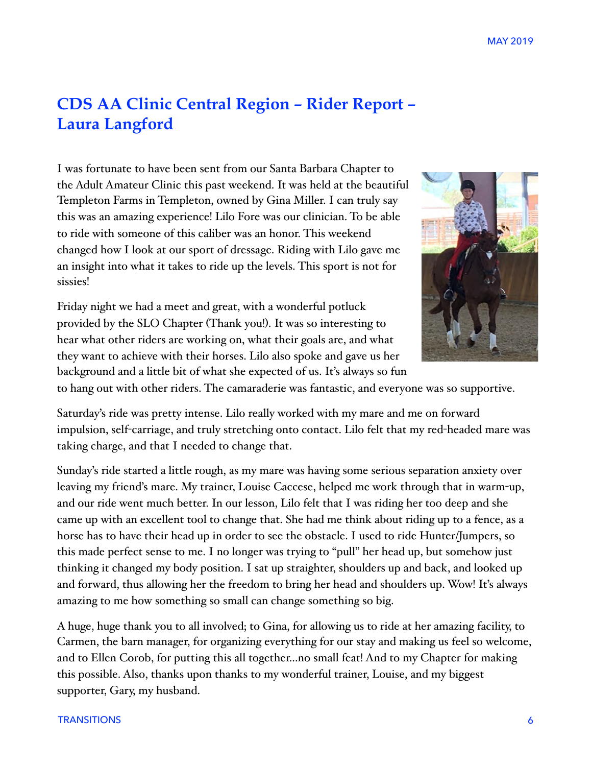# CDS AA Clinic Central Region – Rider Report – Laura Langford

I was fortunate to have been sent from our Santa Barbara Chapter to the Adult Amateur Clinic this past weekend. It was held at the beautiful Templeton Farms in Templeton, owned by Gina Miller. I can truly say this was an amazing experience! Lilo Fore was our clinician. To be able to ride with someone of this caliber was an honor. This weekend changed how I look at our sport of dressage. Riding with Lilo gave me an insight into what it takes to ride up the levels. This sport is not for sissies!

Friday night we had a meet and great, with a wonderful potluck provided by the SLO Chapter (Thank you!). It was so interesting to hear what other riders are working on, what their goals are, and what they want to achieve with their horses. Lilo also spoke and gave us her background and a little bit of what she expected of us. It's always so fun to hang out with other riders. The camaraderie was fantastic, and everyone was so supportive.

Saturday's ride was pretty intense. Lilo really worked with my mare and me on forward impulsion, self-carriage, and truly stretching onto contact. Lilo felt that my red-headed mare was taking charge, and that I needed to change that.

Sunday's ride started a little rough, as my mare was having some serious separation anxiety over leaving my friend's mare. My trainer, Louise Caccese, helped me work through that in warm-up, and our ride went much better. In our lesson, Lilo felt that I was riding her too deep and she came up with an excellent tool to change that. She had me think about riding up to a fence, as a horse has to have their head up in order to see the obstacle. I used to ride Hunter/Jumpers, so this made perfect sense to me. I no longer was trying to "pull" her head up, but somehow just thinking it changed my body position. I sat up straighter, shoulders up and back, and looked up and forward, thus allowing her the freedom to bring her head and shoulders up. Wow! It's always amazing to me how something so small can change something so big.

A huge, huge thank you to all involved; to Gina, for allowing us to ride at her amazing facility, to Carmen, the barn manager, for organizing everything for our stay and making us feel so welcome, and to Ellen Corob, for putting this all together...no small feat! And to my Chapter for making this possible. Also, thanks upon thanks to my wonderful trainer, Louise, and my biggest supporter, Gary, my husband.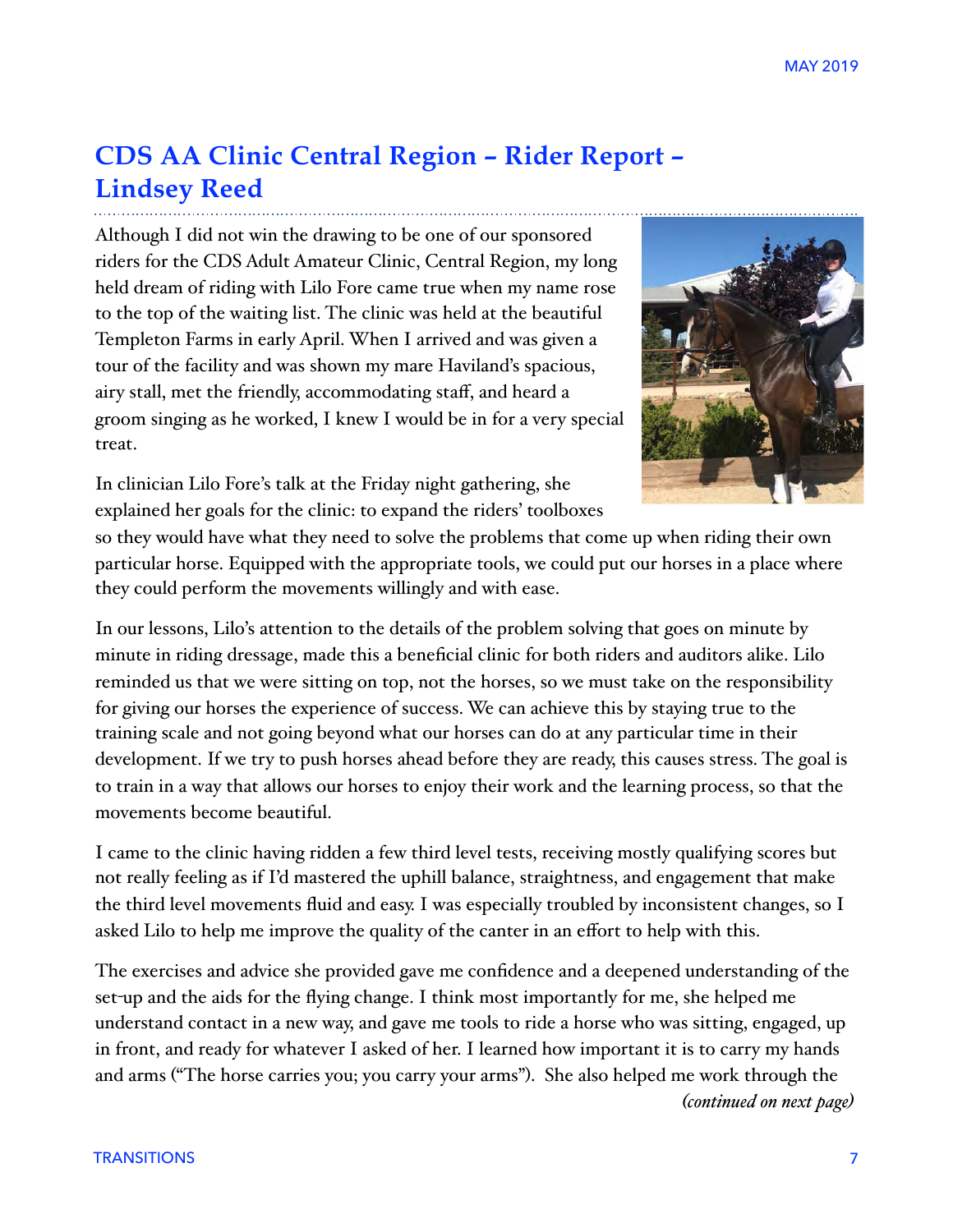## CDS AA Clinic Central Region – Rider Report – Lindsey Reed

Although I did not win the drawing to be one of our sponsored riders for the CDS Adult Amateur Clinic, Central Region, my long held dream of riding with Lilo Fore came true when my name rose to the top of the waiting list. The clinic was held at the beautiful Templeton Farms in early April. When I arrived and was given a tour of the facility and was shown my mare Haviland's spacious, airy stall, met the friendly, accommodating staff, and heard a groom singing as he worked, I knew I would be in for a very special treat.

In clinician Lilo Fore's talk at the Friday night gathering, she explained her goals for the clinic: to expand the riders' toolboxes so they would have what they need to solve the problems that come up when riding their own particular horse. Equipped with the appropriate tools, we could put our horses in a place where they could perform the movements willingly and with ease.

In our lessons, Lilo's attention to the details of the problem solving that goes on minute by minute in riding dressage, made this a beneficial clinic for both riders and auditors alike. Lilo reminded us that we were sitting on top, not the horses, so we must take on the responsibility for giving our horses the experience of success. We can achieve this by staying true to the training scale and not going beyond what our horses can do at any particular time in their development. If we try to push horses ahead before they are ready, this causes stress. The goal is to train in a way that allows our horses to enjoy their work and the learning process, so that the movements become beautiful.

I came to the clinic having ridden a few third level tests, receiving mostly qualifying scores but not really feeling as if I'd mastered the uphill balance, straightness, and engagement that make the third level movements fluid and easy. I was especially troubled by inconsistent changes, so I asked Lilo to help me improve the quality of the canter in an effort to help with this.

The exercises and advice she provided gave me confidence and a deepened understanding of the set-up and the aids for the flying change. I think most importantly for me, she helped me understand contact in a new way, and gave me tools to ride a horse who was sitting, engaged, up in front, and ready for whatever I asked of her. I learned how important it is to carry my hands and arms ("The horse carries you; you carry your arms"). She also helped me work through the

*(continued on next page)*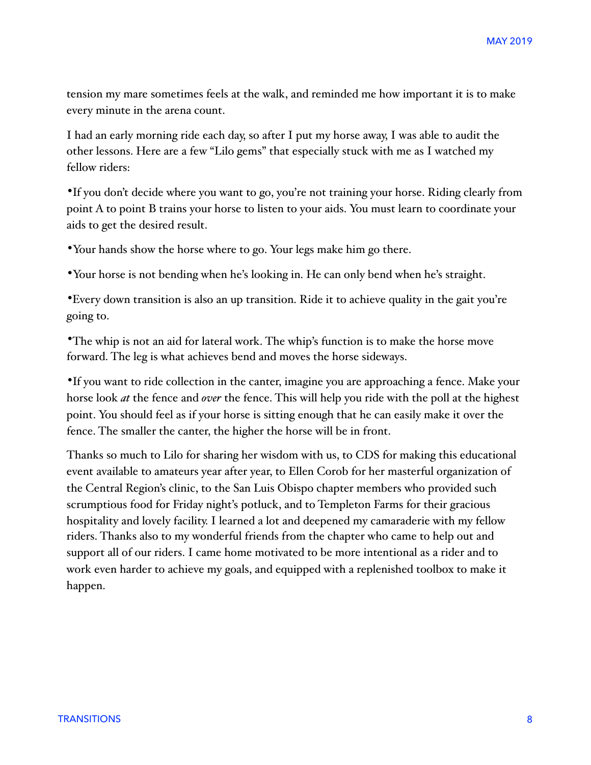tension my mare sometimes feels at the walk, and reminded me how important it is to make every minute in the arena count.

I had an early morning ride each day, so after I put my horse away, I was able to audit the other lessons. Here are a few "Lilo gems" that especially stuck with me as I watched my fellow riders:

- If you don't decide where you want to go, you're not training your horse. Riding clearly from point A to point B trains your horse to listen to your aids. You must learn to coordinate your aids to get the desired result.

- Your hands show the horse where to go. Your legs make him go there.

- Your horse is not bending when he's looking in. He can only bend when he's straight.

- Every down transition is also an up transition. Ride it to achieve quality in the gait you're going to.

- The whip is not an aid for lateral work. The whip's function is to make the horse move forward. The leg is what achieves bend and moves the horse sideways.

- If you want to ride collection in the canter, imagine you are approaching a fence. Make your horse look *at* the fence and *over* the fence. This will help you ride with the poll at the highest point. You should feel as if your horse is sitting enough that he can easily make it over the fence. The smaller the canter, the higher the horse will be in front.

Thanks so much to Lilo for sharing her wisdom with us, to CDS for making this educational event available to amateurs year after year, to Ellen Corob for her masterful organization of the Central Region's clinic, to the San Luis Obispo chapter members who provided such scrumptious food for Friday night's potluck, and to Templeton Farms for their gracious hospitality and lovely facility. I learned a lot and deepened my camaraderie with my fellow riders. Thanks also to my wonderful friends from the chapter who came to help out and support all of our riders. I came home motivated to be more intentional as a rider and to work even harder to achieve my goals, and equipped with a replenished toolbox to make it happen.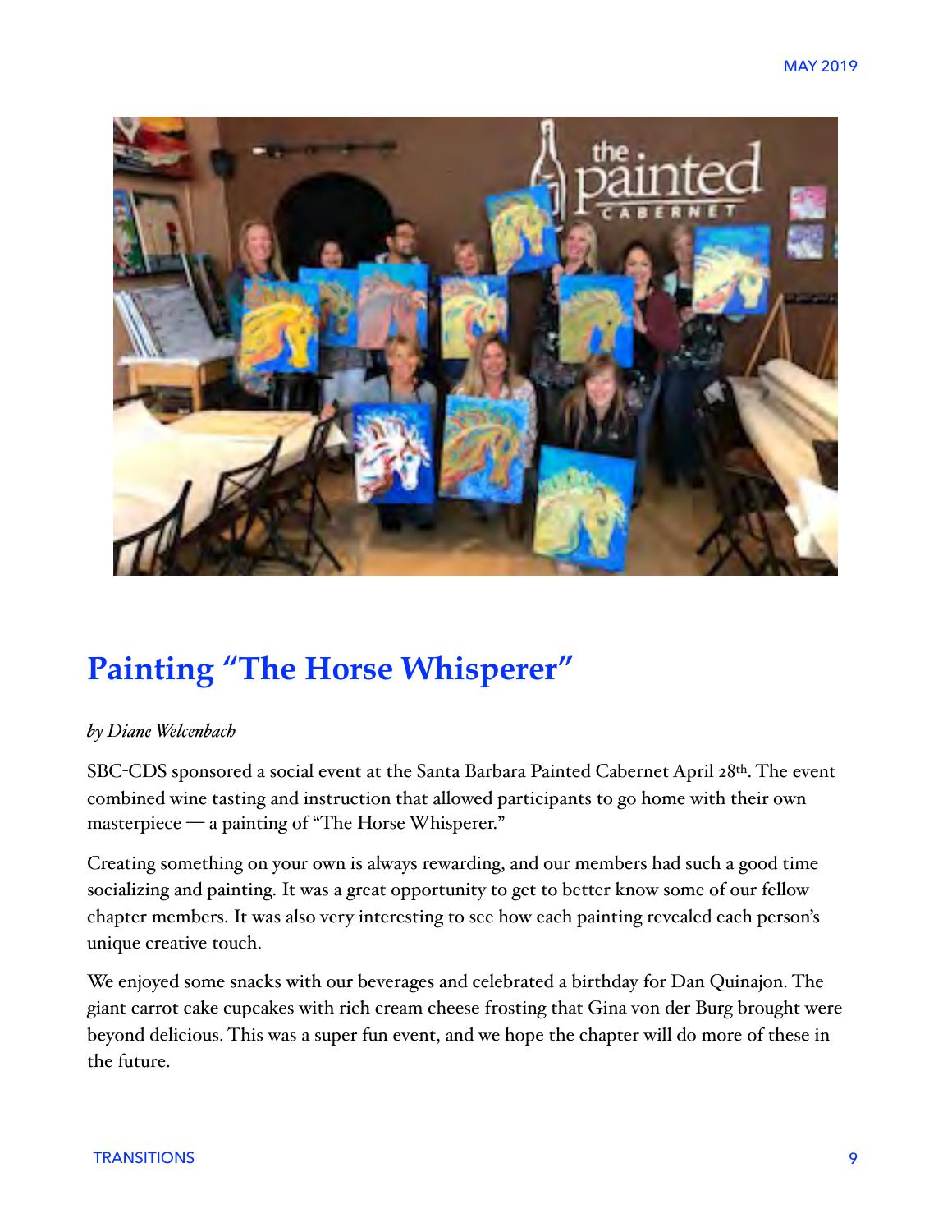# Painting "The Horse Whisperer"

*by Diane Welcenbach*

SBC-CDS sponsored a social event at the Santa Barbara Painted Cabernet April 28th. The event combined wine tasting and instruction that allowed participants to go home with their own masterpiece — a painting of "The Horse Whisperer."

Creating something on your own is always rewarding, and our members had such a good time socializing and painting. It was a great opportunity to get to better know some of our fellow chapter members. It was also very interesting to see how each painting revealed each person's unique creative touch.

We enjoyed some snacks with our beverages and celebrated a birthday for Dan Quinajon. The giant carrot cake cupcakes with rich cream cheese frosting that Gina von der Burg brought were beyond delicious. This was a super fun event, and we hope the chapter will do more of these in the future.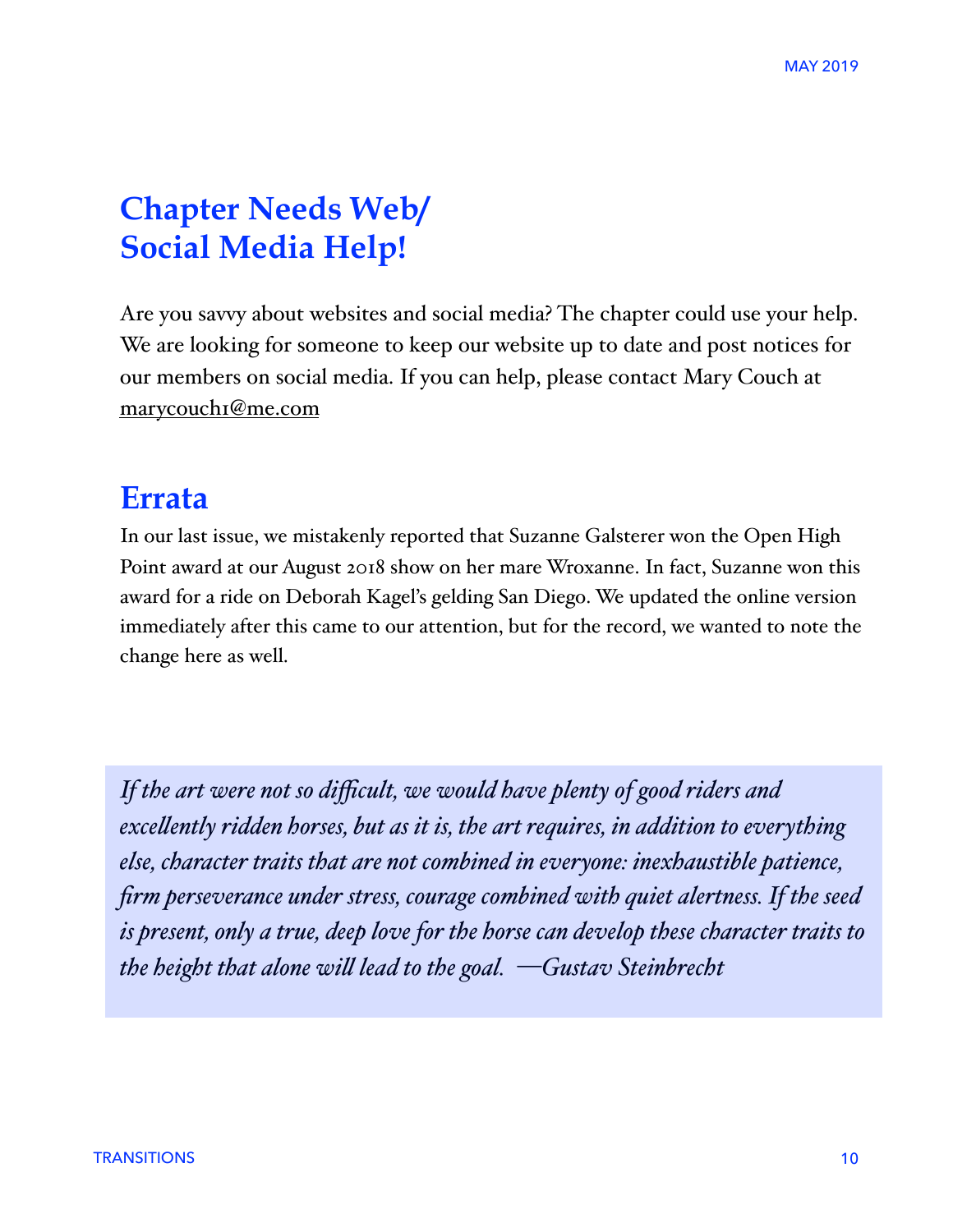# Chapter Needs Web/ Social Media Help!

Are you savvy about websites and social media? The chapter could use your help. We are looking for someone to keep our website up to date and post notices for our members on social media. If you can help, please contact Mary Couch at marycouch1@me.com

## Errata

In our last issue, we mistakenly reported that Suzanne Galsterer won the Open High Point award at our August 2018 show on her mare Wroxanne. In fact, Suzanne won this award for a ride on Deborah Kagel's gelding San Diego. We updated the online version immediately after this came to our attention, but for the record, we wanted to note the change here as well.

*If the art were not so difficult, we would have plenty of good riders and excellently ridden horses, but as it is, the art requires, in addition to everything else, character traits that are not combined in everyone: inexhaustible patience, firm perseverance under stress, courage combined with quiet alertness. If the seed is present, only a true, deep love for the horse can develop these character traits to the height that alone will lead to the goal. —Gustav Steinbrecht*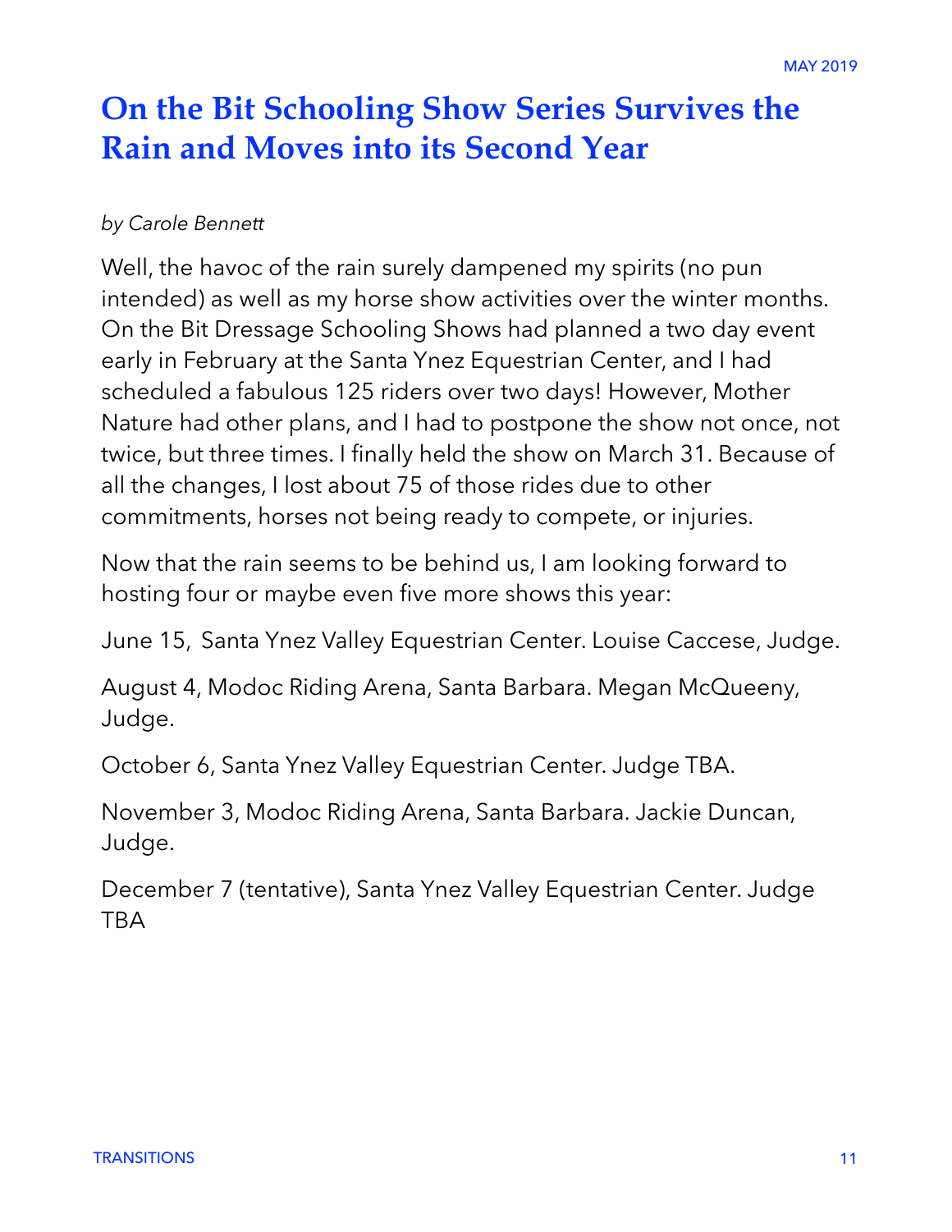# On the Bit Schooling Show Series Survives the Rain and Moves into its Second Year

*by Carole Bennett*

Well, the havoc of the rain surely dampened my spirits (no pun intended) as well as my horse show activities over the winter months. On the Bit Dressage Schooling Shows had planned a two day event early in February at the Santa Ynez Equestrian Center, and I had scheduled a fabulous 125 riders over two days! However, Mother Nature had other plans, and I had to postpone the show not once, not twice, but three times. I finally held the show on March 31. Because of all the changes, I lost about 75 of those rides due to other commitments, horses not being ready to compete, or injuries.

Now that the rain seems to be behind us, I am looking forward to hosting four or maybe even five more shows this year:

June 15, Santa Ynez Valley Equestrian Center. Louise Caccese, Judge.

August 4, Modoc Riding Arena, Santa Barbara. Megan McQueeny, Judge.

October 6, Santa Ynez Valley Equestrian Center. Judge TBA.

November 3, Modoc Riding Arena, Santa Barbara. Jackie Duncan, Judge.

December 7 (tentative), Santa Ynez Valley Equestrian Center. Judge TBA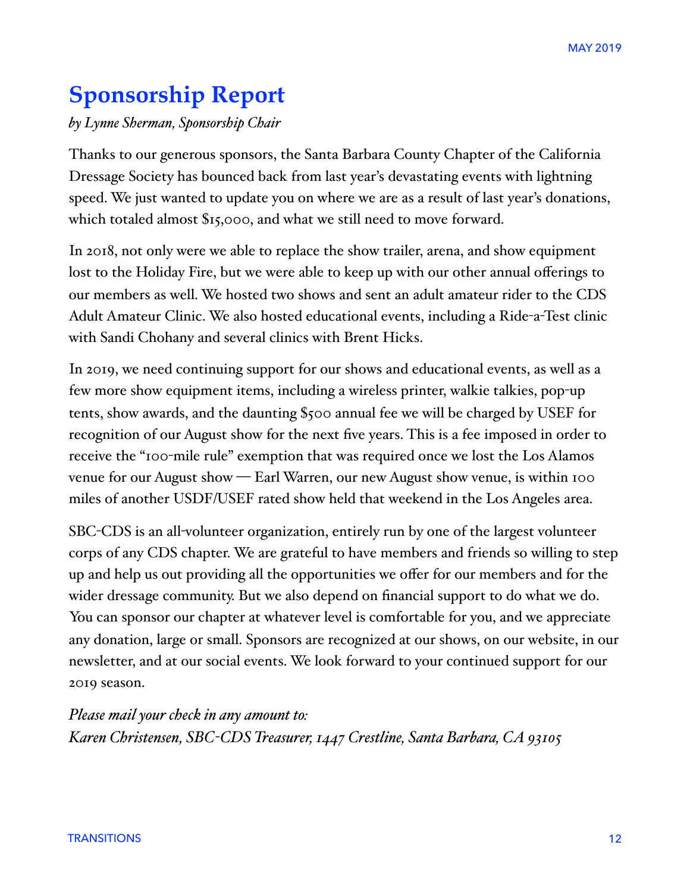# Sponsorship Report

*by Lynne Sherman, Sponsorship Chair*

Thanks to our generous sponsors, the Santa Barbara County Chapter of the California Dressage Society has bounced back from last year's devastating events with lightning speed. We just wanted to update you on where we are as a result of last year's donations, which totaled almost $15,000, and what we still need to move forward.

In 2018, not only were we able to replace the show trailer, arena, and show equipment lost to the Holiday Fire, but we were able to keep up with our other annual offerings to our members as well. We hosted two shows and sent an adult amateur rider to the CDS Adult Amateur Clinic. We also hosted educational events, including a Ride-a-Test clinic with Sandi Chohany and several clinics with Brent Hicks.

In 2019, we need continuing support for our shows and educational events, as well as a few more show equipment items, including a wireless printer, walkie talkies, pop-up tents, show awards, and the daunting $500 annual fee we will be charged by USEF for recognition of our August show for the next five years. This is a fee imposed in order to receive the "100-mile rule" exemption that was required once we lost the Los Alamos venue for our August show — Earl Warren, our new August show venue, is within 100 miles of another USDF/USEF rated show held that weekend in the Los Angeles area.

SBC-CDS is an all-volunteer organization, entirely run by one of the largest volunteer corps of any CDS chapter. We are grateful to have members and friends so willing to step up and help us out providing all the opportunities we offer for our members and for the wider dressage community. But we also depend on financial support to do what we do. You can sponsor our chapter at whatever level is comfortable for you, and we appreciate any donation, large or small. Sponsors are recognized at our shows, on our website, in our newsletter, and at our social events. We look forward to your continued support for our 2019 season.

*Please mail your check in any amount to:*
*Karen Christensen, SBC-CDS Treasurer, 1447 Crestline, Santa Barbara, CA 93105*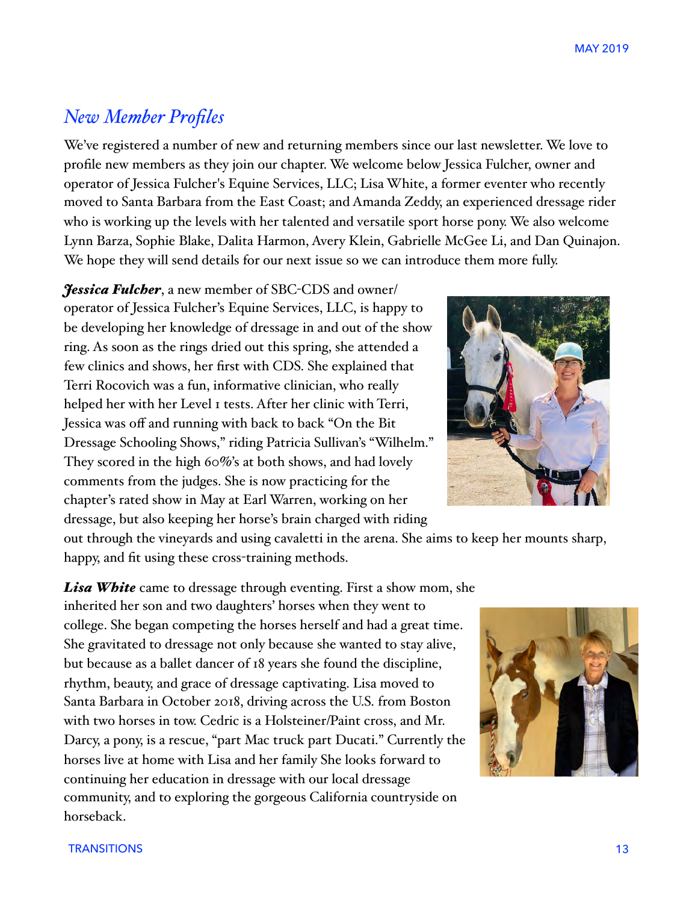## *New Member Profiles*

We've registered a number of new and returning members since our last newsletter. We love to profile new members as they join our chapter. We welcome below Jessica Fulcher, owner and operator of Jessica Fulcher's Equine Services, LLC; Lisa White, a former eventer who recently moved to Santa Barbara from the East Coast; and Amanda Zeddy, an experienced dressage rider who is working up the levels with her talented and versatile sport horse pony. We also welcome Lynn Barza, Sophie Blake, Dalita Harmon, Avery Klein, Gabrielle McGee Li, and Dan Quinajon. We hope they will send details for our next issue so we can introduce them more fully.

***Jessica Fulcher***, a new member of SBC-CDS and owner/operator of Jessica Fulcher's Equine Services, LLC, is happy to be developing her knowledge of dressage in and out of the show ring. As soon as the rings dried out this spring, she attended a few clinics and shows, her first with CDS. She explained that Terri Rocovich was a fun, informative clinician, who really helped her with her Level 1 tests. After her clinic with Terri, Jessica was off and running with back to back "On the Bit Dressage Schooling Shows," riding Patricia Sullivan's "Wilhelm." They scored in the high 60%'s at both shows, and had lovely comments from the judges. She is now practicing for the chapter's rated show in May at Earl Warren, working on her dressage, but also keeping her horse's brain charged with riding out through the vineyards and using cavaletti in the arena. She aims to keep her mounts sharp, happy, and fit using these cross-training methods.

***Lisa White*** came to dressage through eventing. First a show mom, she inherited her son and two daughters' horses when they went to college. She began competing the horses herself and had a great time. She gravitated to dressage not only because she wanted to stay alive, but because as a ballet dancer of 18 years she found the discipline, rhythm, beauty, and grace of dressage captivating. Lisa moved to Santa Barbara in October 2018, driving across the U.S. from Boston with two horses in tow. Cedric is a Holsteiner/Paint cross, and Mr. Darcy, a pony, is a rescue, "part Mac truck part Ducati." Currently the horses live at home with Lisa and her family She looks forward to continuing her education in dressage with our local dressage community, and to exploring the gorgeous California countryside on horseback.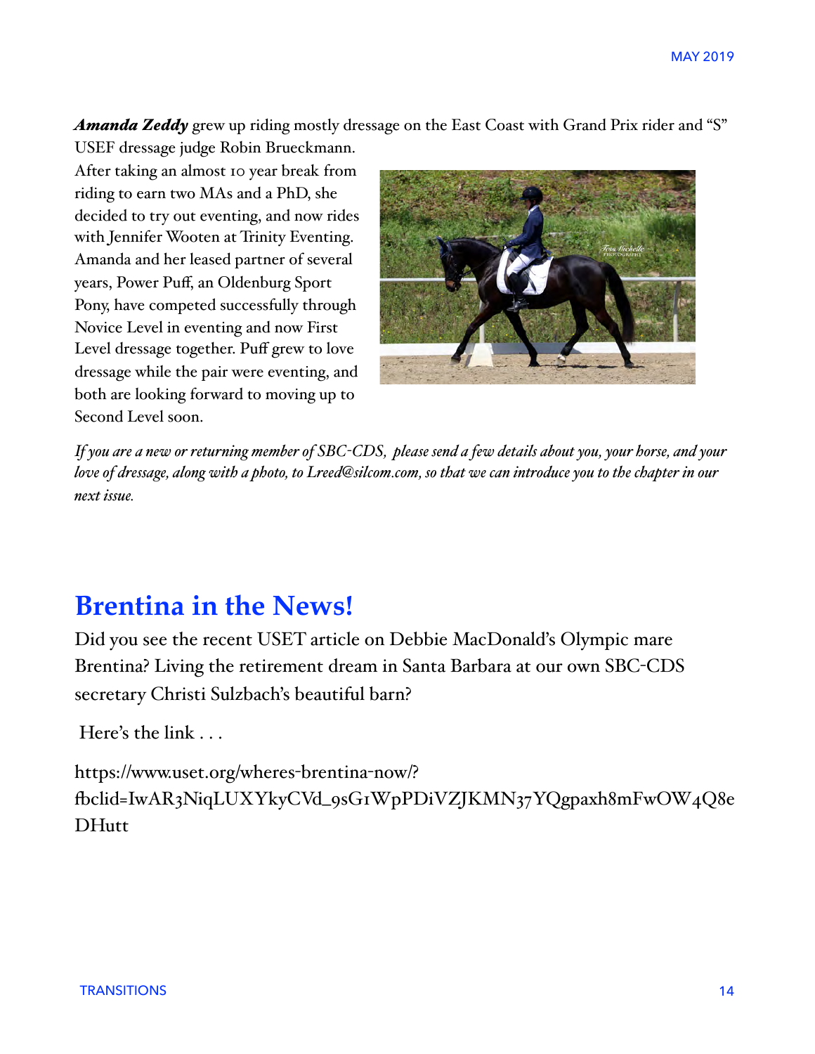***Amanda Zeddy*** grew up riding mostly dressage on the East Coast with Grand Prix rider and "S" USEF dressage judge Robin Brueckmann. After taking an almost 10 year break from riding to earn two MAs and a PhD, she decided to try out eventing, and now rides with Jennifer Wooten at Trinity Eventing. Amanda and her leased partner of several years, Power Puff, an Oldenburg Sport Pony, have competed successfully through Novice Level in eventing and now First Level dressage together. Puff grew to love dressage while the pair were eventing, and both are looking forward to moving up to Second Level soon.

*If you are a new or returning member of SBC-CDS, please send a few details about you, your horse, and your love of dressage, along with a photo, to Lreed@silcom.com, so that we can introduce you to the chapter in our next issue.*

# Brentina in the News!

Did you see the recent USET article on Debbie MacDonald's Olympic mare Brentina? Living the retirement dream in Santa Barbara at our own SBC-CDS secretary Christi Sulzbach's beautiful barn?

Here's the link . . .

https://www.uset.org/wheres-brentina-now/?fbclid=IwAR3NiqLUXYkyCVd_9sG1WpPDiVZJKMN37YQgpaxh8mFwOW4Q8eDHutt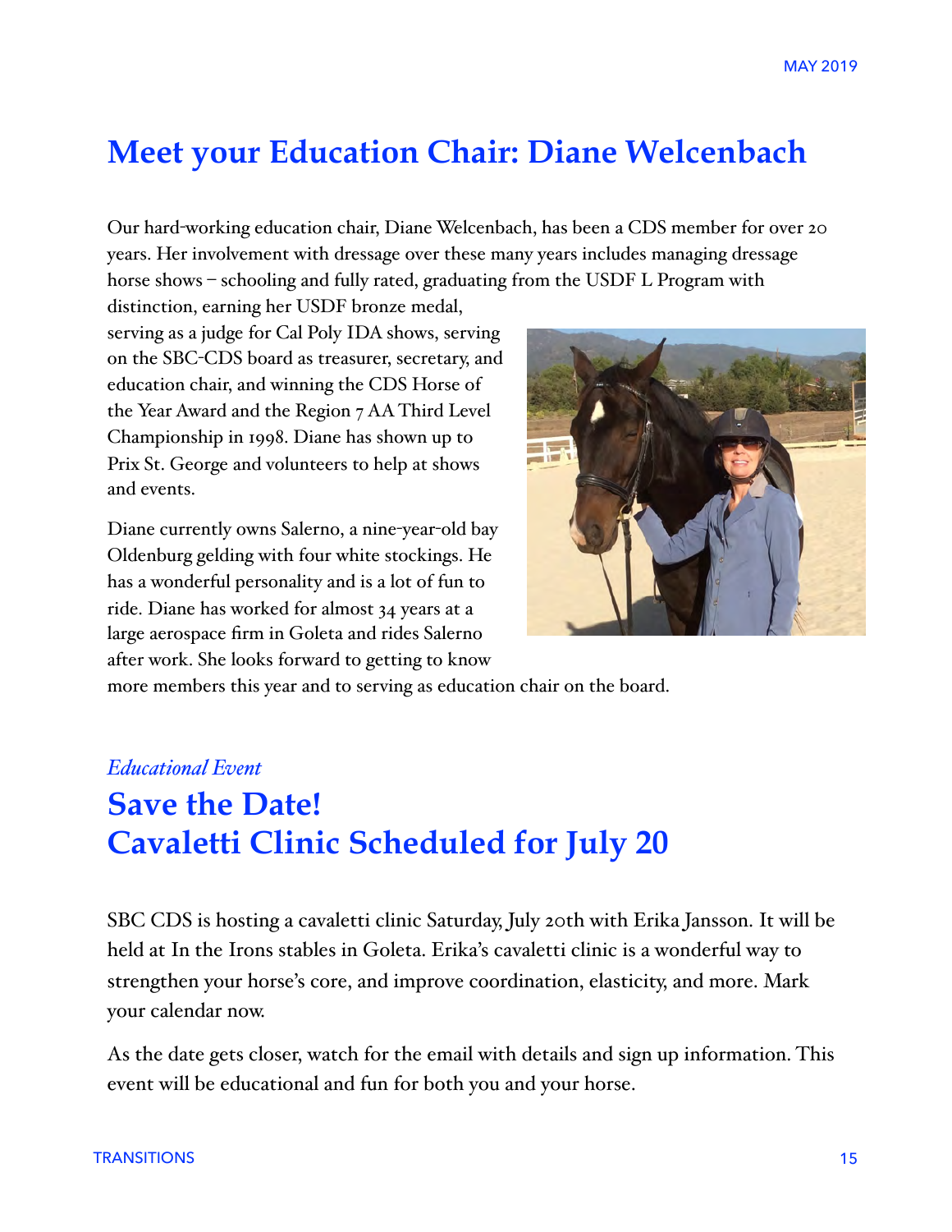# Meet your Education Chair: Diane Welcenbach

Our hard-working education chair, Diane Welcenbach, has been a CDS member for over 20 years. Her involvement with dressage over these many years includes managing dressage horse shows – schooling and fully rated, graduating from the USDF L Program with distinction, earning her USDF bronze medal, serving as a judge for Cal Poly IDA shows, serving on the SBC-CDS board as treasurer, secretary, and education chair, and winning the CDS Horse of the Year Award and the Region 7 AA Third Level Championship in 1998. Diane has shown up to Prix St. George and volunteers to help at shows and events.

Diane currently owns Salerno, a nine-year-old bay Oldenburg gelding with four white stockings. He has a wonderful personality and is a lot of fun to ride. Diane has worked for almost 34 years at a large aerospace firm in Goleta and rides Salerno after work. She looks forward to getting to know more members this year and to serving as education chair on the board.

*Educational Event*

# Save the Date!
# Cavaletti Clinic Scheduled for July 20

SBC CDS is hosting a cavaletti clinic Saturday, July 20th with Erika Jansson. It will be held at In the Irons stables in Goleta. Erika's cavaletti clinic is a wonderful way to strengthen your horse's core, and improve coordination, elasticity, and more. Mark your calendar now.

As the date gets closer, watch for the email with details and sign up information. This event will be educational and fun for both you and your horse.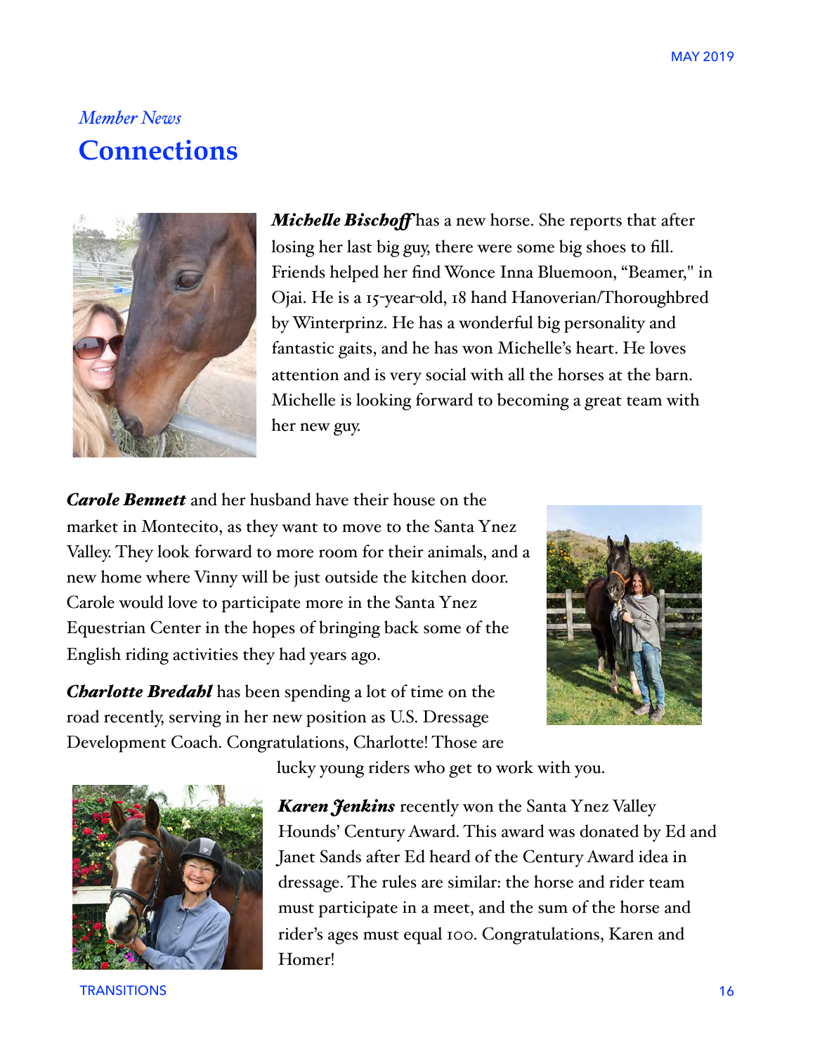*Member News*

# Connections

***Michelle Bischoff*** has a new horse. She reports that after losing her last big guy, there were some big shoes to fill. Friends helped her find Wonce Inna Bluemoon, "Beamer," in Ojai. He is a 15-year-old, 18 hand Hanoverian/Thoroughbred by Winterprinz. He has a wonderful big personality and fantastic gaits, and he has won Michelle's heart. He loves attention and is very social with all the horses at the barn. Michelle is looking forward to becoming a great team with her new guy.

***Carole Bennett*** and her husband have their house on the market in Montecito, as they want to move to the Santa Ynez Valley. They look forward to more room for their animals, and a new home where Vinny will be just outside the kitchen door. Carole would love to participate more in the Santa Ynez Equestrian Center in the hopes of bringing back some of the English riding activities they had years ago.

***Charlotte Bredahl*** has been spending a lot of time on the road recently, serving in her new position as U.S. Dressage Development Coach. Congratulations, Charlotte! Those are lucky young riders who get to work with you.

***Karen Jenkins*** recently won the Santa Ynez Valley Hounds' Century Award. This award was donated by Ed and Janet Sands after Ed heard of the Century Award idea in dressage. The rules are similar: the horse and rider team must participate in a meet, and the sum of the horse and rider's ages must equal 100. Congratulations, Karen and Homer!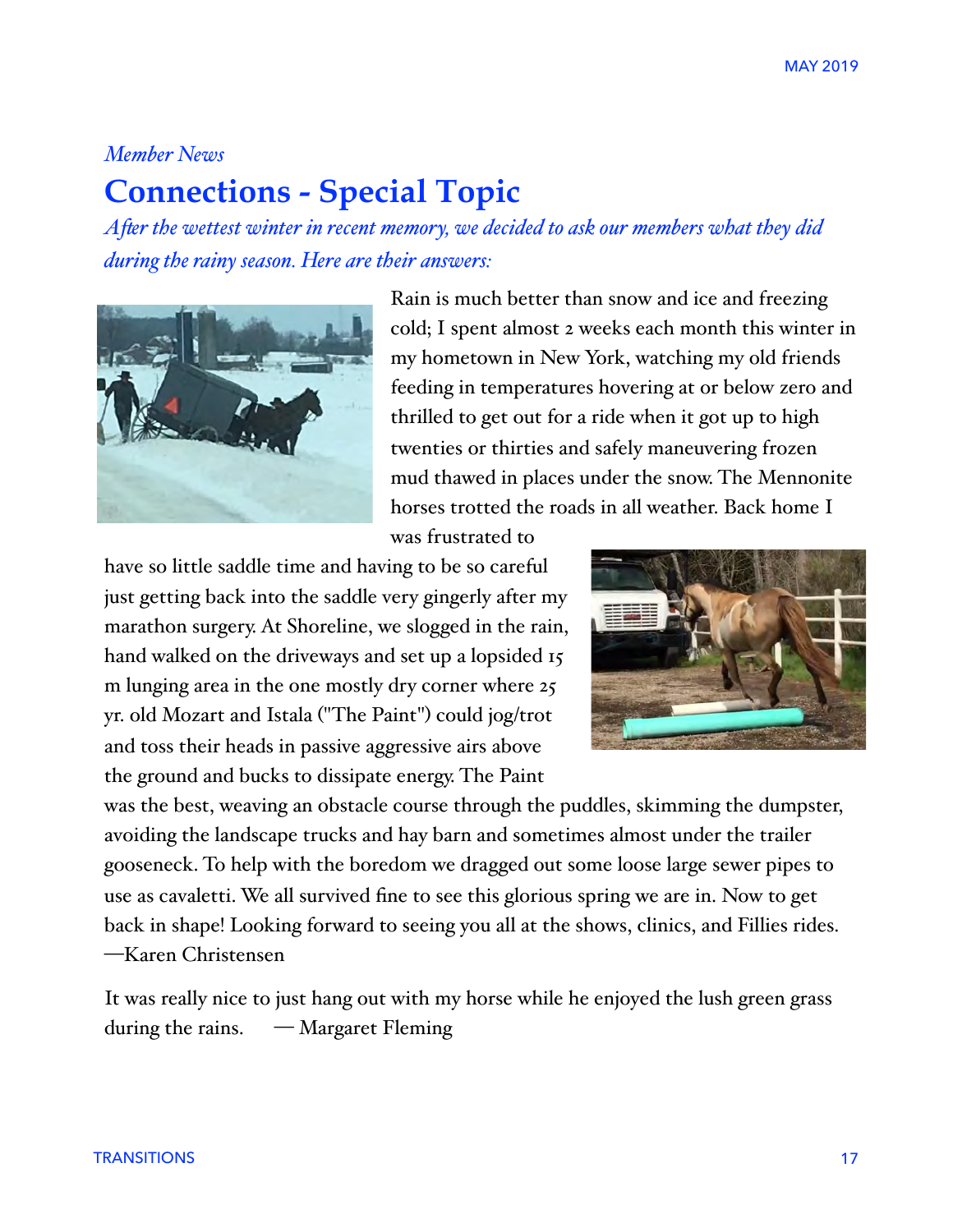*Member News*

# Connections - Special Topic

*After the wettest winter in recent memory, we decided to ask our members what they did during the rainy season. Here are their answers:*

Rain is much better than snow and ice and freezing cold; I spent almost 2 weeks each month this winter in my hometown in New York, watching my old friends feeding in temperatures hovering at or below zero and thrilled to get out for a ride when it got up to high twenties or thirties and safely maneuvering frozen mud thawed in places under the snow. The Mennonite horses trotted the roads in all weather. Back home I was frustrated to have so little saddle time and having to be so careful just getting back into the saddle very gingerly after my marathon surgery. At Shoreline, we slogged in the rain, hand walked on the driveways and set up a lopsided 15 m lunging area in the one mostly dry corner where 25 yr. old Mozart and Istala ("The Paint") could jog/trot and toss their heads in passive aggressive airs above the ground and bucks to dissipate energy. The Paint was the best, weaving an obstacle course through the puddles, skimming the dumpster, avoiding the landscape trucks and hay barn and sometimes almost under the trailer gooseneck. To help with the boredom we dragged out some loose large sewer pipes to use as cavaletti. We all survived fine to see this glorious spring we are in. Now to get back in shape! Looking forward to seeing you all at the shows, clinics, and Fillies rides. —Karen Christensen

It was really nice to just hang out with my horse while he enjoyed the lush green grass during the rains. — Margaret Fleming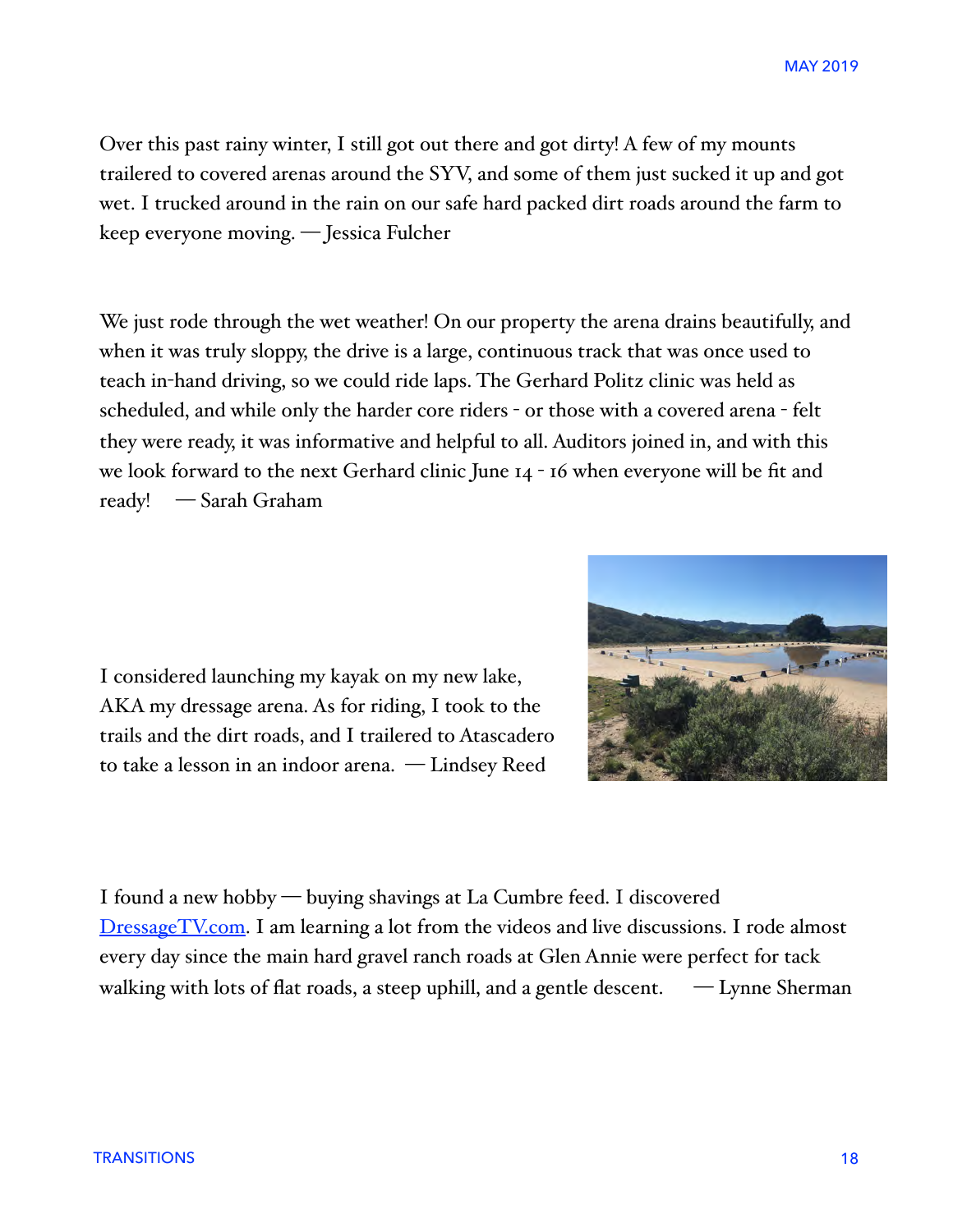Over this past rainy winter, I still got out there and got dirty! A few of my mounts trailered to covered arenas around the SYV, and some of them just sucked it up and got wet. I trucked around in the rain on our safe hard packed dirt roads around the farm to keep everyone moving. — Jessica Fulcher

We just rode through the wet weather! On our property the arena drains beautifully, and when it was truly sloppy, the drive is a large, continuous track that was once used to teach in-hand driving, so we could ride laps. The Gerhard Politz clinic was held as scheduled, and while only the harder core riders - or those with a covered arena - felt they were ready, it was informative and helpful to all. Auditors joined in, and with this we look forward to the next Gerhard clinic June 14 - 16 when everyone will be fit and ready! — Sarah Graham

I considered launching my kayak on my new lake, AKA my dressage arena. As for riding, I took to the trails and the dirt roads, and I trailered to Atascadero to take a lesson in an indoor arena. — Lindsey Reed

I found a new hobby — buying shavings at La Cumbre feed. I discovered [DressageTV.com](DressageTV.com). I am learning a lot from the videos and live discussions. I rode almost every day since the main hard gravel ranch roads at Glen Annie were perfect for tack walking with lots of flat roads, a steep uphill, and a gentle descent. — Lynne Sherman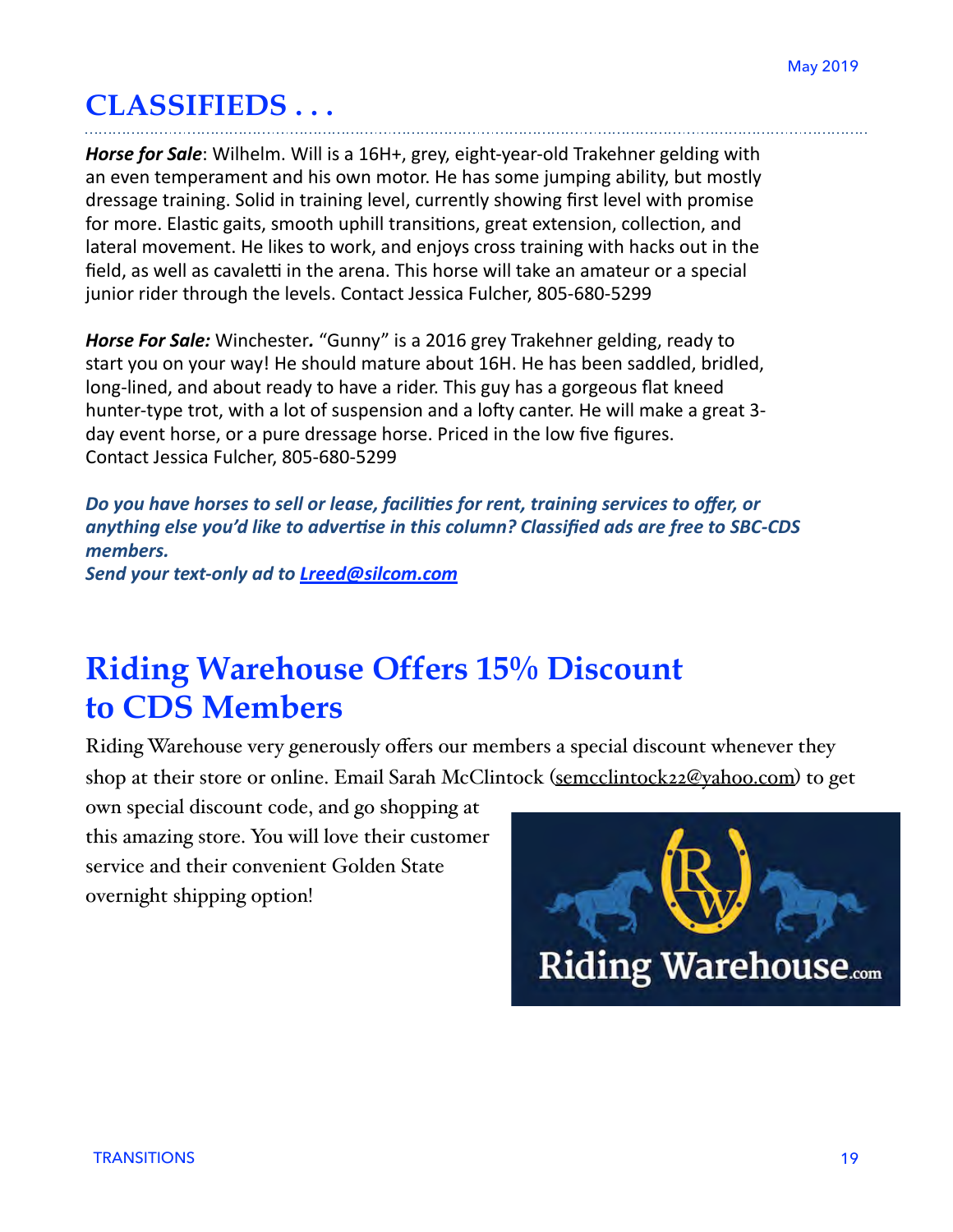# CLASSIFIEDS . . .

***Horse for Sale***: Wilhelm. Will is a 16H+, grey, eight-year-old Trakehner gelding with an even temperament and his own motor. He has some jumping ability, but mostly dressage training. Solid in training level, currently showing first level with promise for more. Elastic gaits, smooth uphill transitions, great extension, collection, and lateral movement. He likes to work, and enjoys cross training with hacks out in the field, as well as cavaletti in the arena. This horse will take an amateur or a special junior rider through the levels. Contact Jessica Fulcher, 805-680-5299

***Horse For Sale:*** Winchester***.*** "Gunny" is a 2016 grey Trakehner gelding, ready to start you on your way! He should mature about 16H. He has been saddled, bridled, long-lined, and about ready to have a rider. This guy has a gorgeous flat kneed hunter-type trot, with a lot of suspension and a lofty canter. He will make a great 3-day event horse, or a pure dressage horse. Priced in the low five figures.
Contact Jessica Fulcher, 805-680-5299

***Do you have horses to sell or lease, facilities for rent, training services to offer, or anything else you'd like to advertise in this column? Classified ads are free to SBC-CDS members.***
***Send your text-only ad to Lreed@silcom.com***

# Riding Warehouse Offers 15% Discount to CDS Members

Riding Warehouse very generously offers our members a special discount whenever they shop at their store or online. Email Sarah McClintock (semcclintock22@yahoo.com) to get own special discount code, and go shopping at this amazing store. You will love their customer service and their convenient Golden State overnight shipping option!

Riding Warehouse.com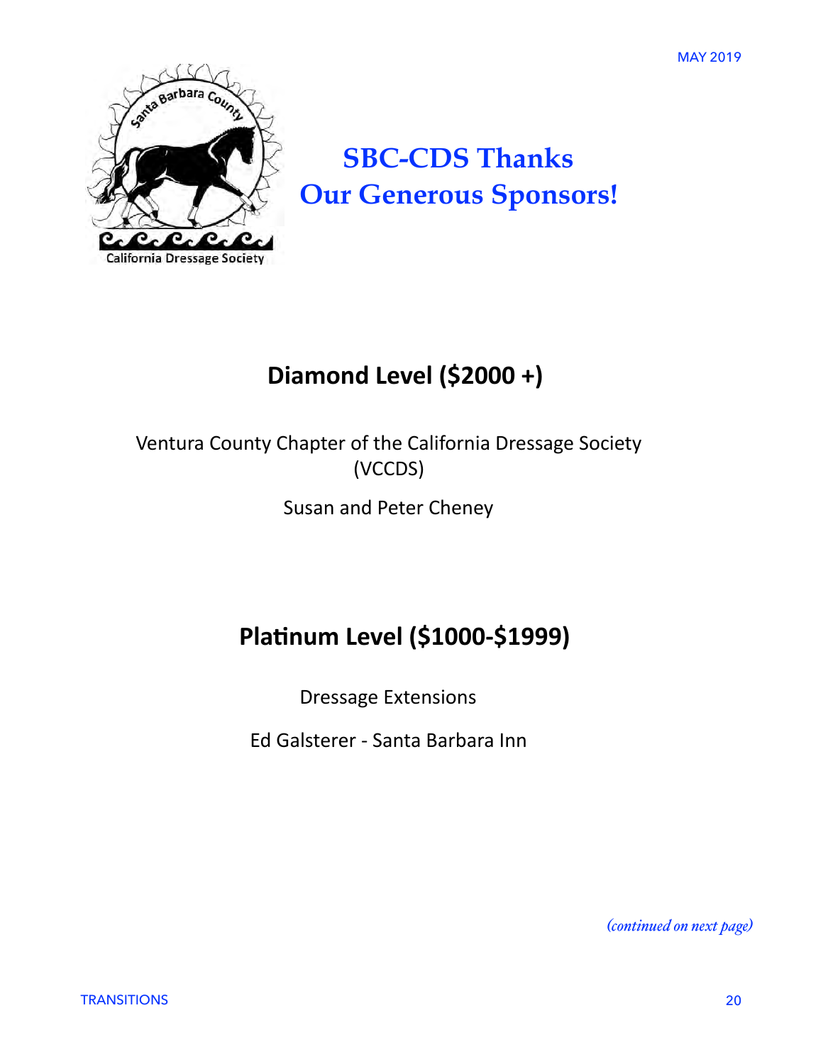# SBC-CDS Thanks Our Generous Sponsors!

## Diamond Level ($2000 +)

Ventura County Chapter of the California Dressage Society (VCCDS)

Susan and Peter Cheney

## Platinum Level ($1000-$1999)

Dressage Extensions

Ed Galsterer - Santa Barbara Inn

*(continued on next page)*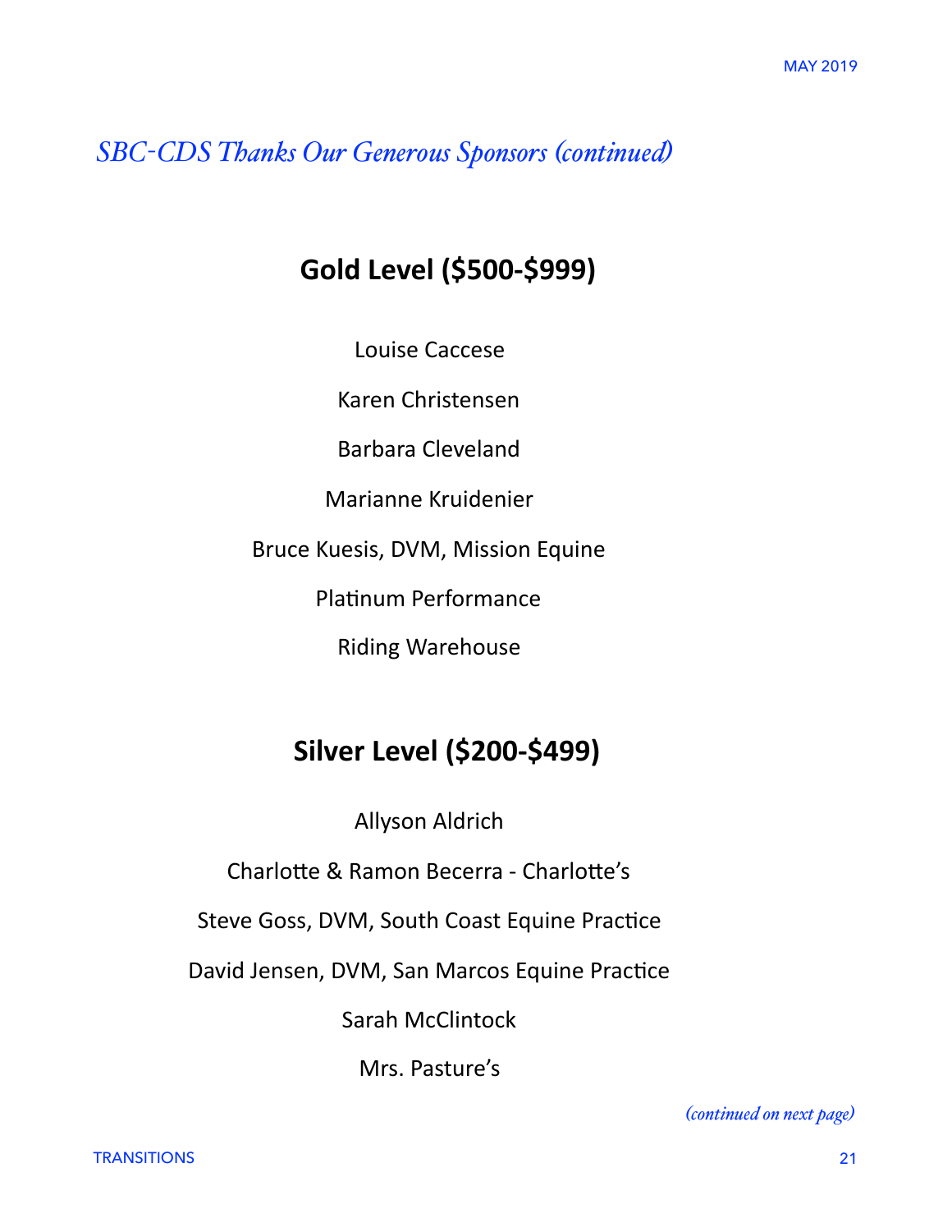## *SBC-CDS Thanks Our Generous Sponsors (continued)*

### Gold Level ($500-$999)

Louise Caccese

Karen Christensen

Barbara Cleveland

Marianne Kruidenier

Bruce Kuesis, DVM, Mission Equine

Platinum Performance

Riding Warehouse

### Silver Level ($200-$499)

Allyson Aldrich

Charlotte & Ramon Becerra - Charlotte's

Steve Goss, DVM, South Coast Equine Practice

David Jensen, DVM, San Marcos Equine Practice

Sarah McClintock

Mrs. Pasture's

*(continued on next page)*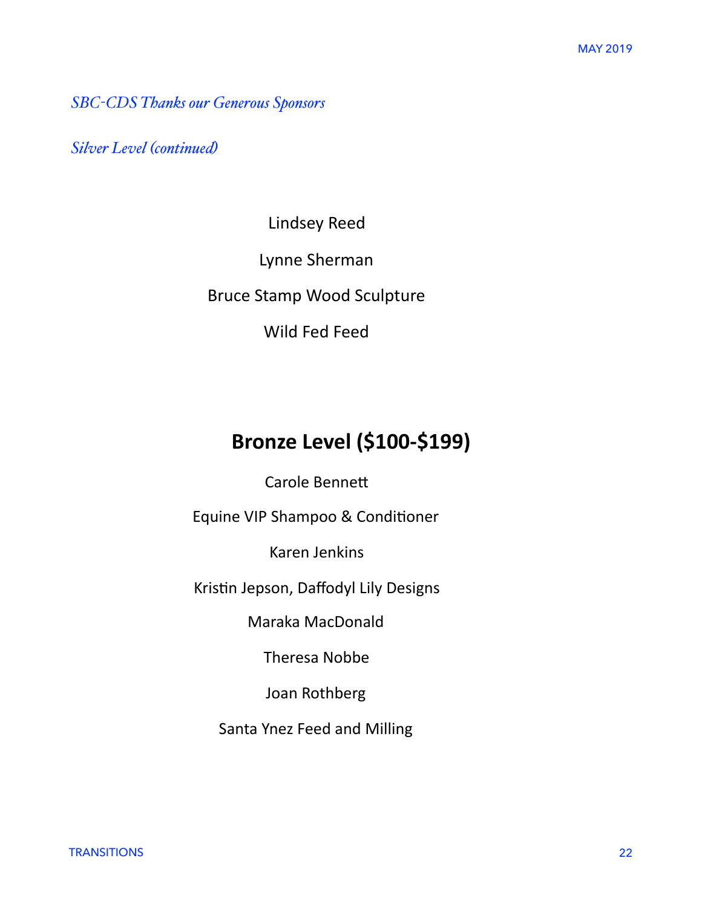*SBC-CDS Thanks our Generous Sponsors*

*Silver Level (continued)*

Lindsey Reed

Lynne Sherman

Bruce Stamp Wood Sculpture

Wild Fed Feed

## Bronze Level ($100-$199)

Carole Bennett

Equine VIP Shampoo & Conditioner

Karen Jenkins

Kristin Jepson, Daffodyl Lily Designs

Maraka MacDonald

Theresa Nobbe

Joan Rothberg

Santa Ynez Feed and Milling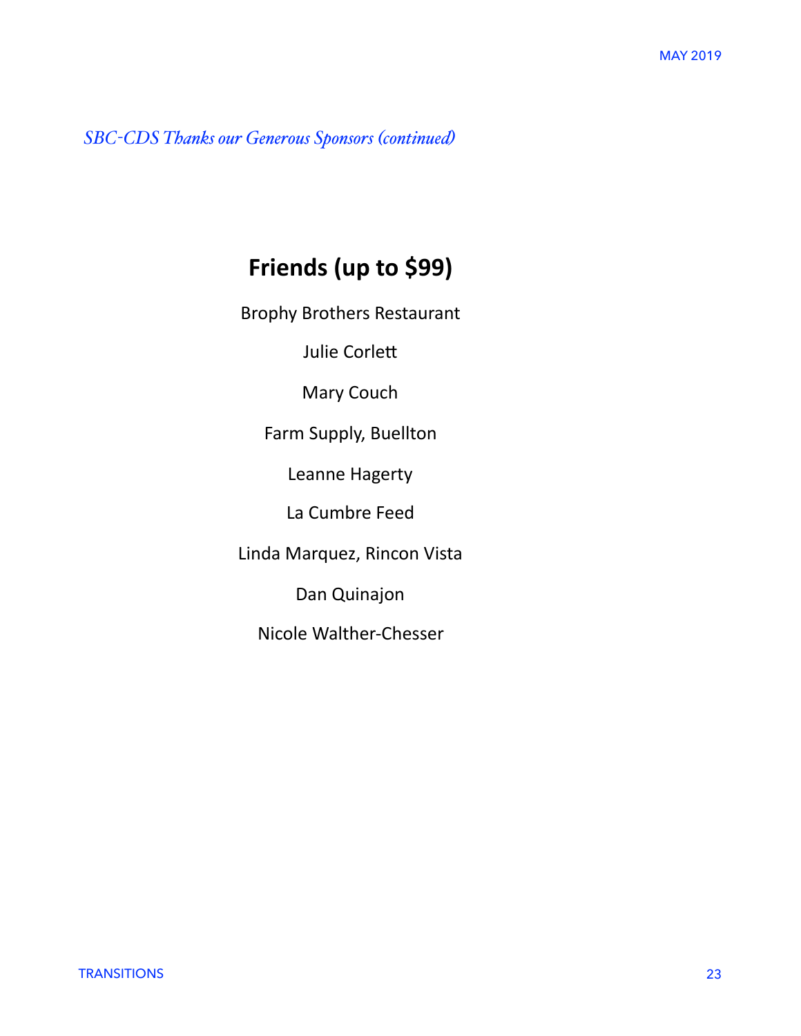*SBC-CDS Thanks our Generous Sponsors (continued)*

## Friends (up to $99)

Brophy Brothers Restaurant

Julie Corlett

Mary Couch

Farm Supply, Buellton

Leanne Hagerty

La Cumbre Feed

Linda Marquez, Rincon Vista

Dan Quinajon

Nicole Walther-Chesser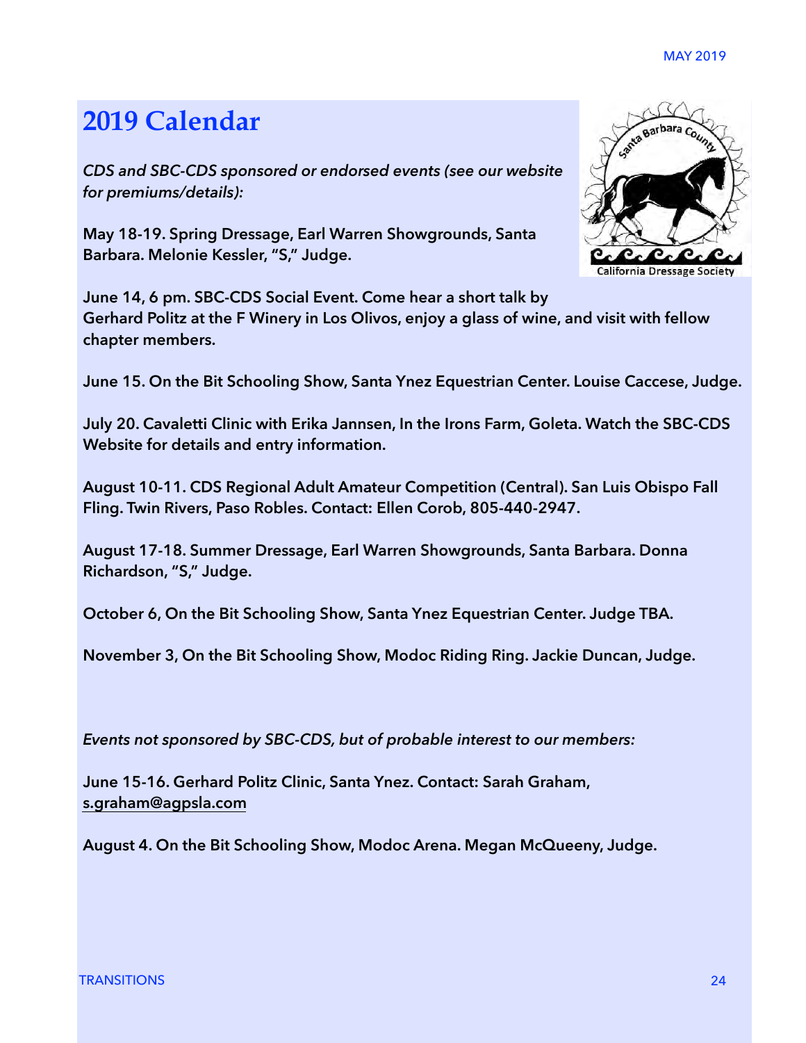# 2019 Calendar

*CDS and SBC-CDS sponsored or endorsed events (see our website for premiums/details):*

**May 18-19. Spring Dressage, Earl Warren Showgrounds, Santa Barbara. Melonie Kessler, "S," Judge.**

**June 14, 6 pm. SBC-CDS Social Event. Come hear a short talk by Gerhard Politz at the F Winery in Los Olivos, enjoy a glass of wine, and visit with fellow chapter members.**

**June 15. On the Bit Schooling Show, Santa Ynez Equestrian Center. Louise Caccese, Judge.**

**July 20. Cavaletti Clinic with Erika Jannsen, In the Irons Farm, Goleta. Watch the SBC-CDS Website for details and entry information.**

**August 10-11. CDS Regional Adult Amateur Competition (Central). San Luis Obispo Fall Fling. Twin Rivers, Paso Robles. Contact: Ellen Corob, 805-440-2947.**

**August 17-18. Summer Dressage, Earl Warren Showgrounds, Santa Barbara. Donna Richardson, "S," Judge.**

**October 6, On the Bit Schooling Show, Santa Ynez Equestrian Center. Judge TBA.**

**November 3, On the Bit Schooling Show, Modoc Riding Ring. Jackie Duncan, Judge.**

*Events not sponsored by SBC-CDS, but of probable interest to our members:*

**June 15-16. Gerhard Politz Clinic, Santa Ynez. Contact: Sarah Graham, s.graham@agpsla.com**

**August 4. On the Bit Schooling Show, Modoc Arena. Megan McQueeny, Judge.**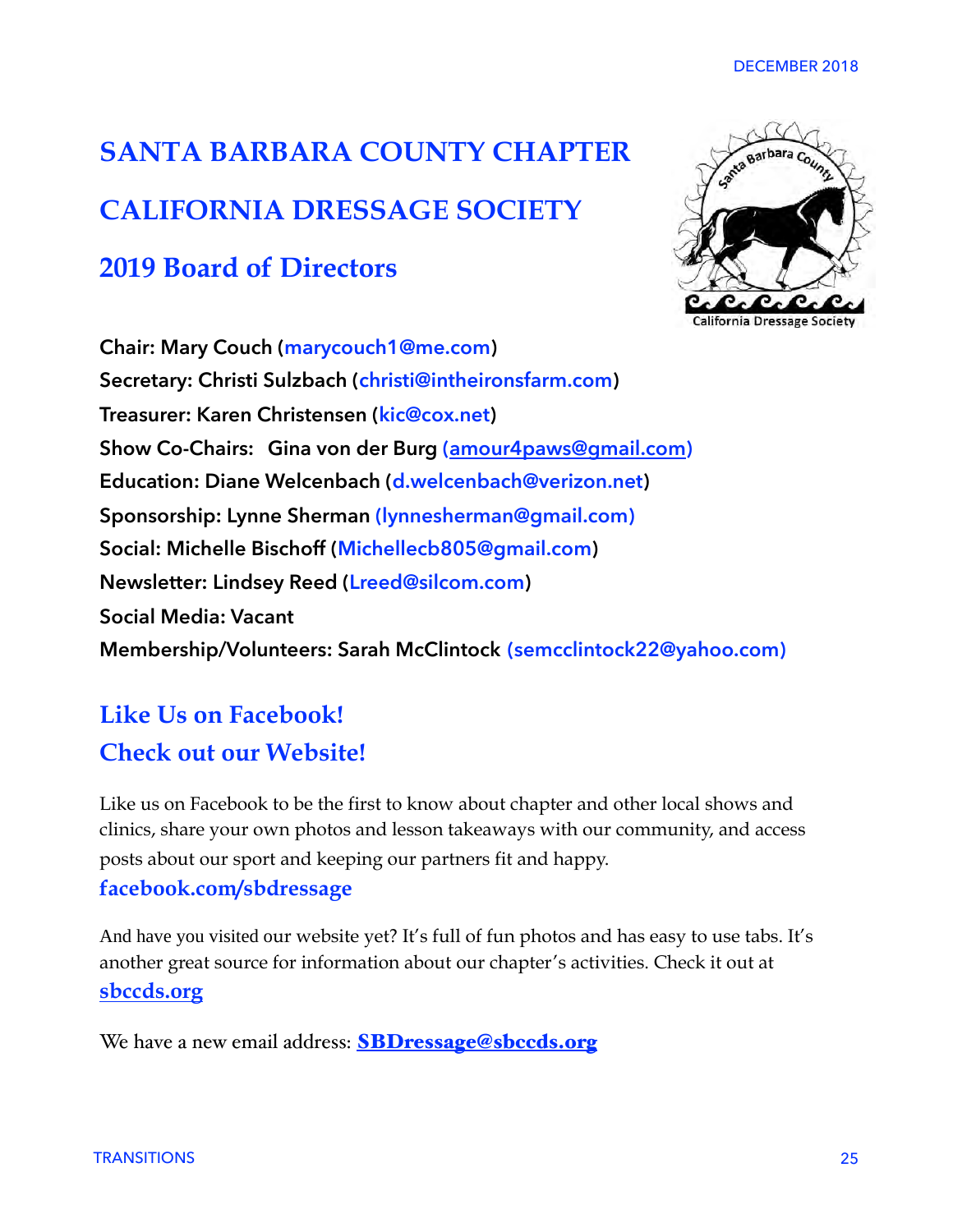# SANTA BARBARA COUNTY CHAPTER

# CALIFORNIA DRESSAGE SOCIETY

## 2019 Board of Directors

**Chair: Mary Couch (marycouch1@me.com)**
**Secretary: Christi Sulzbach (christi@intheironsfarm.com)**
**Treasurer: Karen Christensen (kic@cox.net)**
**Show Co-Chairs: Gina von der Burg (amour4paws@gmail.com)**
**Education: Diane Welcenbach (d.welcenbach@verizon.net)**
**Sponsorship: Lynne Sherman (lynnesherman@gmail.com)**
**Social: Michelle Bischoff (Michellecb805@gmail.com)**
**Newsletter: Lindsey Reed (Lreed@silcom.com)**
**Social Media: Vacant**
**Membership/Volunteers: Sarah McClintock (semcclintock22@yahoo.com)**

## Like Us on Facebook!
## Check out our Website!

Like us on Facebook to be the first to know about chapter and other local shows and clinics, share your own photos and lesson takeaways with our community, and access posts about our sport and keeping our partners fit and happy.
**facebook.com/sbdressage**

And have you visited our website yet? It's full of fun photos and has easy to use tabs. It's another great source for information about our chapter's activities. Check it out at **sbccds.org**

We have a new email address: **SBDressage@sbccds.org**